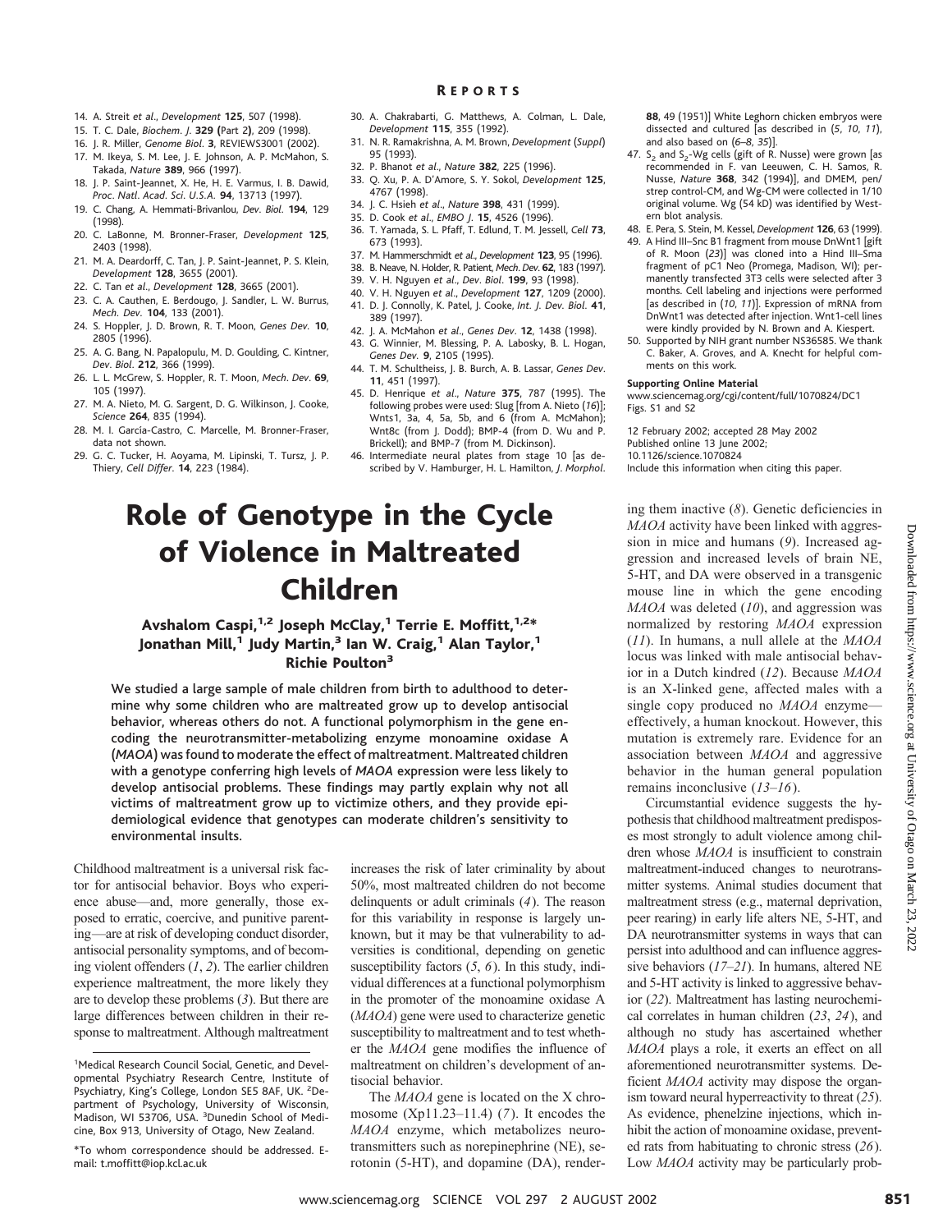14. A. Streit *et al*., *Development* **125**, 507 (1998).
15. T. C. Dale, *Biochem. J.* **329 (**Part **2)**, 209 (1998).
16. J. R. Miller, *Genome Biol.* **3**, REVIEWS3001 (2002).
17. M. Ikeya, S. M. Lee, J. E. Johnson, A. P. McMahon, S. Takada, *Nature* **389**, 966 (1997).
18. J. P. Saint-Jeannet, X. He, H. E. Varmus, I. B. Dawid, *Proc. Natl. Acad. Sci. U.S.A.* **94**, 13713 (1997).
19. C. Chang, A. Hemmati-Brivanlou, *Dev. Biol.* **194**, 129 (1998).
20. C. LaBonne, M. Bronner-Fraser, *Development* **125**, 2403 (1998).
21. M. A. Deardorff, C. Tan, J. P. Saint-Jeannet, P. S. Klein, *Development* **128**, 3655 (2001).
22. C. Tan *et al*., *Development* **128**, 3665 (2001).
23. C. A. Cauthen, E. Berdougo, J. Sandler, L. W. Burrus, *Mech. Dev.* **104**, 133 (2001).
24. S. Hoppler, J. D. Brown, R. T. Moon, *Genes Dev.* **10**, 2805 (1996).
25. A. G. Bang, N. Papalopulu, M. D. Goulding, C. Kintner, *Dev. Biol.* **212**, 366 (1999).
26. L. L. McGrew, S. Hoppler, R. T. Moon, *Mech. Dev.* **69**, 105 (1997).
27. M. A. Nieto, M. G. Sargent, D. G. Wilkinson, J. Cooke, *Science* **264**, 835 (1994).
28. M. I. García-Castro, C. Marcelle, M. Bronner-Fraser, data not shown.
29. G. C. Tucker, H. Aoyama, M. Lipinski, T. Tursz, J. P. Thiery, *Cell Differ.* **14**, 223 (1984).
30. A. Chakrabarti, G. Matthews, A. Colman, L. Dale, *Development* **115**, 355 (1992).
31. N. R. Ramakrishna, A. M. Brown, *Development* (*Suppl*) 95 (1993).
32. P. Bhanot *et al*., *Nature* **382**, 225 (1996).
33. Q. Xu, P. A. D'Amore, S. Y. Sokol, *Development* **125**, 4767 (1998).
34. J. C. Hsieh *et al*., *Nature* **398**, 431 (1999).
35. D. Cook *et al*., *EMBO J.* **15**, 4526 (1996).
36. T. Yamada, S. L. Pfaff, T. Edlund, T. M. Jessell, *Cell* **73**, 673 (1993).
37. M. Hammerschmidt *et al*., *Development* **123**, 95 (1996).
38. B. Neave, N. Holder, R. Patient, *Mech. Dev.* **62**, 183 (1997).
39. V. H. Nguyen *et al*., *Dev. Biol.* **199**, 93 (1998).
40. V. H. Nguyen *et al*., *Development* **127**, 1209 (2000).
41. D. J. Connolly, K. Patel, J. Cooke, *Int. J. Dev. Biol.* **41**, 389 (1997).
42. J. A. McMahon *et al*., *Genes Dev.* **12**, 1438 (1998).
43. G. Winnier, M. Blessing, P. A. Labosky, B. L. Hogan, *Genes Dev.* **9**, 2105 (1995).
44. T. M. Schultheiss, J. B. Burch, A. B. Lassar, *Genes Dev.* **11**, 451 (1997).
45. D. Henrique *et al*., *Nature* **375**, 787 (1995). The following probes were used: Slug [from A. Nieto (*16*)]; Wnts1, 3a, 4, 5a, 5b, and 6 (from A. McMahon); Wnt8c (from J. Dodd); BMP-4 (from D. Wu and P. Brickell); and BMP-7 (from M. Dickinson).
46. Intermediate neural plates from stage 10 [as described by V. Hamburger, H. L. Hamilton, *J. Morphol.* **88**, 49 (1951)] White Leghorn chicken embryos were dissected and cultured [as described in (*5*, *10*, *11*), and also based on (*6–8*, *35*)].
47. $S_2$ and $S_2$-Wg cells (gift of R. Nusse) were grown [as recommended in F. van Leeuwen, C. H. Samos, R. Nusse, *Nature* **368**, 342 (1994)], and DMEM, pen/strep control-CM, and Wg-CM were collected in 1/10 original volume. Wg (54 kD) was identified by Western blot analysis.
48. E. Pera, S. Stein, M. Kessel, *Development* **126**, 63 (1999).
49. A Hind III–Snc B1 fragment from mouse DnWnt1 [gift of R. Moon (*23*)] was cloned into a Hind III–Sma fragment of pC1 Neo (Promega, Madison, WI); permanently transfected 3T3 cells were selected after 3 months. Cell labeling and injections were performed [as described in (*10*, *11*)]. Expression of mRNA from DnWnt1 was detected after injection. Wnt1-cell lines were kindly provided by N. Brown and A. Kiespert.
50. Supported by NIH grant number NS36585. We thank C. Baker, A. Groves, and A. Knecht for helpful comments on this work.

**Supporting Online Material**
www.sciencemag.org/cgi/content/full/1070824/DC1
Figs. S1 and S2

12 February 2002; accepted 28 May 2002
Published online 13 June 2002;
10.1126/science.1070824
Include this information when citing this paper.

# Role of Genotype in the Cycle of Violence in Maltreated Children

**Avshalom Caspi,[1,2] Joseph McClay,[1] Terrie E. Moffitt,[1,2]\* Jonathan Mill,[1] Judy Martin,[3] Ian W. Craig,[1] Alan Taylor,[1] Richie Poulton[3]**

**We studied a large sample of male children from birth to adulthood to determine why some children who are maltreated grow up to develop antisocial behavior, whereas others do not. A functional polymorphism in the gene encoding the neurotransmitter-metabolizing enzyme monoamine oxidase A (*MAOA*) was found to moderate the effect of maltreatment. Maltreated children with a genotype conferring high levels of *MAOA* expression were less likely to develop antisocial problems. These findings may partly explain why not all victims of maltreatment grow up to victimize others, and they provide epidemiological evidence that genotypes can moderate children's sensitivity to environmental insults.**

Childhood maltreatment is a universal risk factor for antisocial behavior. Boys who experience abuse—and, more generally, those exposed to erratic, coercive, and punitive parenting—are at risk of developing conduct disorder, antisocial personality symptoms, and of becoming violent offenders (*1*, *2*). The earlier children experience maltreatment, the more likely they are to develop these problems (*3*). But there are large differences between children in their response to maltreatment. Although maltreatment increases the risk of later criminality by about 50%, most maltreated children do not become delinquents or adult criminals (*4*). The reason for this variability in response is largely unknown, but it may be that vulnerability to adversities is conditional, depending on genetic susceptibility factors (*5*, *6*). In this study, individual differences at a functional polymorphism in the promoter of the monoamine oxidase A (*MAOA*) gene were used to characterize genetic susceptibility to maltreatment and to test whether the *MAOA* gene modifies the influence of maltreatment on children's development of antisocial behavior.

The *MAOA* gene is located on the X chromosome (Xp11.23–11.4) (*7*). It encodes the *MAOA* enzyme, which metabolizes neurotransmitters such as norepinephrine (NE), serotonin (5-HT), and dopamine (DA), rendering them inactive (*8*). Genetic deficiencies in *MAOA* activity have been linked with aggression in mice and humans (*9*). Increased aggression and increased levels of brain NE, 5-HT, and DA were observed in a transgenic mouse line in which the gene encoding *MAOA* was deleted (*10*), and aggression was normalized by restoring *MAOA* expression (*11*). In humans, a null allele at the *MAOA* locus was linked with male antisocial behavior in a Dutch kindred (*12*). Because *MAOA* is an X-linked gene, affected males with a single copy produced no *MAOA* enzyme—effectively, a human knockout. However, this mutation is extremely rare. Evidence for an association between *MAOA* and aggressive behavior in the human general population remains inconclusive (*13–16*).

Circumstantial evidence suggests the hypothesis that childhood maltreatment predisposes most strongly to adult violence among children whose *MAOA* is insufficient to constrain maltreatment-induced changes to neurotransmitter systems. Animal studies document that maltreatment stress (e.g., maternal deprivation, peer rearing) in early life alters NE, 5-HT, and DA neurotransmitter systems in ways that can persist into adulthood and can influence aggressive behaviors (*17–21*). In humans, altered NE and 5-HT activity is linked to aggressive behavior (*22*). Maltreatment has lasting neurochemical correlates in human children (*23*, *24*), and although no study has ascertained whether *MAOA* plays a role, it exerts an effect on all aforementioned neurotransmitter systems. Deficient *MAOA* activity may dispose the organism toward neural hyperreactivity to threat (*25*). As evidence, phenelzine injections, which inhibit the action of monoamine oxidase, prevented rats from habituating to chronic stress (*26*). Low *MAOA* activity may be particularly prob-

[1]Medical Research Council Social, Genetic, and Developmental Psychiatry Research Centre, Institute of Psychiatry, King's College, London SE5 8AF, UK. [2]Department of Psychology, University of Wisconsin, Madison, WI 53706, USA. [3]Dunedin School of Medicine, Box 913, University of Otago, New Zealand.

\*To whom correspondence should be addressed. E-mail: t.moffitt@iop.kcl.ac.uk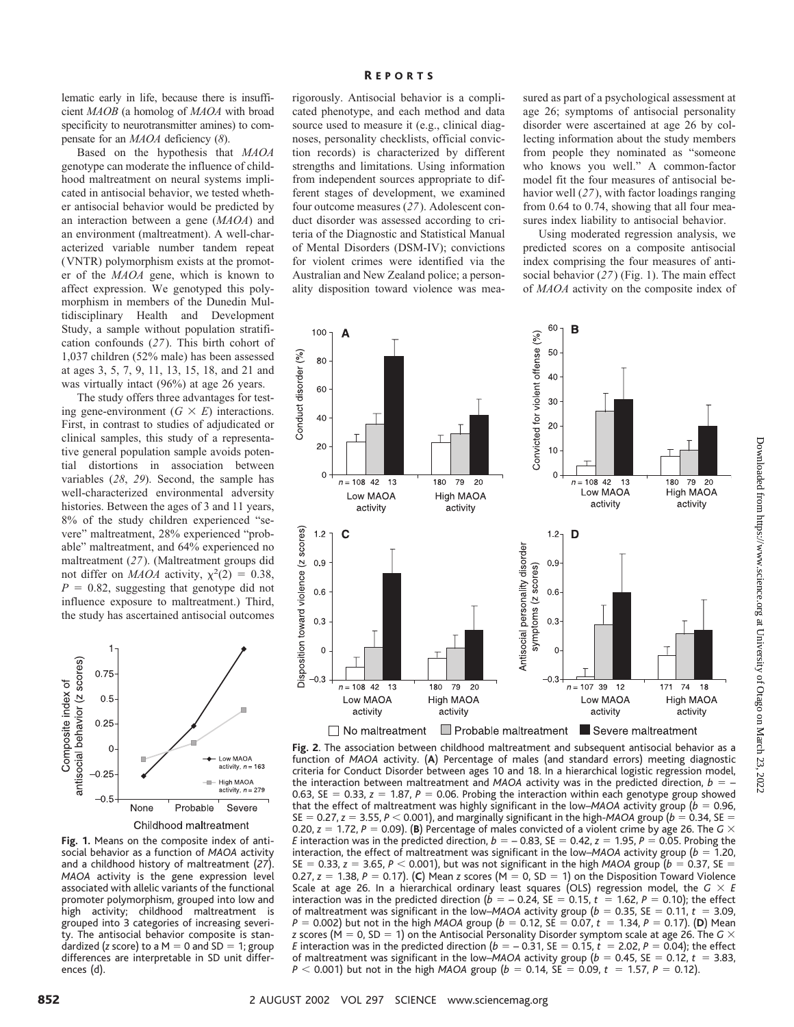lematic early in life, because there is insufficient *MAOB* (a homolog of *MAOA* with broad specificity to neurotransmitter amines) to compensate for an *MAOA* deficiency (8).

Based on the hypothesis that *MAOA* genotype can moderate the influence of childhood maltreatment on neural systems implicated in antisocial behavior, we tested whether antisocial behavior would be predicted by an interaction between a gene (*MAOA*) and an environment (maltreatment). A well-characterized variable number tandem repeat (VNTR) polymorphism exists at the promoter of the *MAOA* gene, which is known to affect expression. We genotyped this polymorphism in members of the Dunedin Multidisciplinary Health and Development Study, a sample without population stratification confounds (27). This birth cohort of 1,037 children (52% male) has been assessed at ages 3, 5, 7, 9, 11, 13, 15, 18, and 21 and was virtually intact (96%) at age 26 years.

The study offers three advantages for testing gene-environment ($G \times E$) interactions. First, in contrast to studies of adjudicated or clinical samples, this study of a representative general population sample avoids potential distortions in association between variables (28, 29). Second, the sample has well-characterized environmental adversity histories. Between the ages of 3 and 11 years, 8% of the study children experienced "severe" maltreatment, 28% experienced "probable" maltreatment, and 64% experienced no maltreatment (27). (Maltreatment groups did not differ on *MAOA* activity, $\chi^2(2) = 0.38$, $P = 0.82$, suggesting that genotype did not influence exposure to maltreatment.) Third, the study has ascertained antisocial outcomes rigorously. Antisocial behavior is a complicated phenotype, and each method and data source used to measure it (e.g., clinical diagnoses, personality checklists, official conviction records) is characterized by different strengths and limitations. Using information from independent sources appropriate to different stages of development, we examined four outcome measures (27). Adolescent conduct disorder was assessed according to criteria of the Diagnostic and Statistical Manual of Mental Disorders (DSM-IV); convictions for violent crimes were identified via the Australian and New Zealand police; a personality disposition toward violence was measured as part of a psychological assessment at age 26; symptoms of antisocial personality disorder were ascertained at age 26 by collecting information about the study members from people they nominated as "someone who knows you well." A common-factor model fit the four measures of antisocial behavior well (27), with factor loadings ranging from 0.64 to 0.74, showing that all four measures index liability to antisocial behavior.

Using moderated regression analysis, we predicted scores on a composite antisocial index comprising the four measures of antisocial behavior (27) (Fig. 1). The main effect of *MAOA* activity on the composite index of

**Fig. 1.** Means on the composite index of antisocial behavior as a function of *MAOA* activity and a childhood history of maltreatment (27). *MAOA* activity is the gene expression level associated with allelic variants of the functional promoter polymorphism, grouped into low and high activity; childhood maltreatment is grouped into 3 categories of increasing severity. The antisocial behavior composite is standardized (z score) to a M = 0 and SD = 1; group differences are interpretable in SD unit differences (d).

**Fig. 2.** The association between childhood maltreatment and subsequent antisocial behavior as a function of *MAOA* activity. (**A**) Percentage of males (and standard errors) meeting diagnostic criteria for Conduct Disorder between ages 10 and 18. In a hierarchical logistic regression model, the interaction between maltreatment and *MAOA* activity was in the predicted direction, $b = -0.63$, SE = 0.33, $z = 1.87$, $P = 0.06$. Probing the interaction within each genotype group showed that the effect of maltreatment was highly significant in the low–*MAOA* activity group ($b = 0.96$, SE = 0.27, $z = 3.55$, $P < 0.001$), and marginally significant in the high-*MAOA* group ($b = 0.34$, SE = 0.20, $z = 1.72$, $P = 0.09$). (**B**) Percentage of males convicted of a violent crime by age 26. The $G \times E$ interaction was in the predicted direction, $b = -0.83$, SE = 0.42, $z = 1.95$, $P = 0.05$. Probing the interaction, the effect of maltreatment was significant in the low–*MAOA* activity group ($b = 1.20$, SE = 0.33, $z = 3.65$, $P < 0.001$), but was not significant in the high *MAOA* group ($b = 0.37$, SE = 0.27, $z = 1.38$, $P = 0.17$). (**C**) Mean z scores (M = 0, SD = 1) on the Disposition Toward Violence Scale at age 26. In a hierarchical ordinary least squares (OLS) regression model, the $G \times E$ interaction was in the predicted direction ($b = -0.24$, SE = 0.15, $t = 1.62$, $P = 0.10$); the effect of maltreatment was significant in the low–*MAOA* activity group ($b = 0.35$, SE = 0.11, $t = 3.09$, $P = 0.002$) but not in the high *MAOA* group ($b = 0.12$, SE = 0.07, $t = 1.34$, $P = 0.17$). (**D**) Mean z scores (M = 0, SD = 1) on the Antisocial Personality Disorder symptom scale at age 26. The $G \times E$ interaction was in the predicted direction ($b = -0.31$, SE = 0.15, $t = 2.02$, $P = 0.04$); the effect of maltreatment was significant in the low–*MAOA* activity group ($b = 0.45$, SE = 0.12, $t = 3.83$, $P < 0.001$) but not in the high *MAOA* group ($b = 0.14$, SE = 0.09, $t = 1.57$, $P = 0.12$).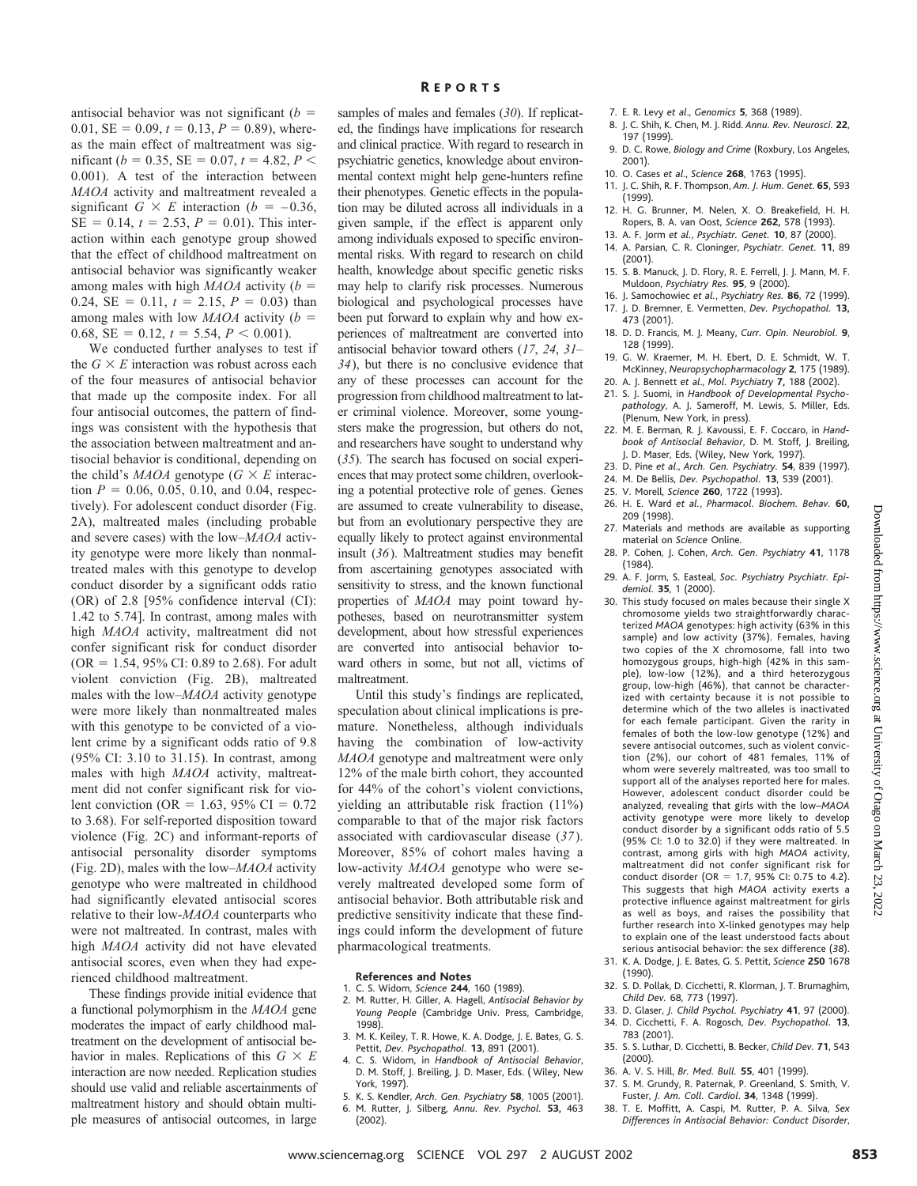antisocial behavior was not significant ($b = 0.01$, SE $= 0.09$, $t = 0.13$, $P = 0.89$), whereas the main effect of maltreatment was significant ($b = 0.35$, SE $= 0.07$, $t = 4.82$, $P < 0.001$). A test of the interaction between *MAOA* activity and maltreatment revealed a significant $G \times E$ interaction ($b = -0.36$, SE $= 0.14$, $t = 2.53$, $P = 0.01$). This interaction within each genotype group showed that the effect of childhood maltreatment on antisocial behavior was significantly weaker among males with high *MAOA* activity ($b = 0.24$, SE $= 0.11$, $t = 2.15$, $P = 0.03$) than among males with low *MAOA* activity ($b = 0.68$, SE $= 0.12$, $t = 5.54$, $P < 0.001$).

We conducted further analyses to test if the $G \times E$ interaction was robust across each of the four measures of antisocial behavior that made up the composite index. For all four antisocial outcomes, the pattern of findings was consistent with the hypothesis that the association between maltreatment and antisocial behavior is conditional, depending on the child's *MAOA* genotype ($G \times E$ interaction $P = 0.06$, 0.05, 0.10, and 0.04, respectively). For adolescent conduct disorder (Fig. 2A), maltreated males (including probable and severe cases) with the low–*MAOA* activity genotype were more likely than nonmaltreated males with this genotype to develop conduct disorder by a significant odds ratio (OR) of 2.8 [95% confidence interval (CI): 1.42 to 5.74]. In contrast, among males with high *MAOA* activity, maltreatment did not confer significant risk for conduct disorder (OR = 1.54, 95% CI: 0.89 to 2.68). For adult violent conviction (Fig. 2B), maltreated males with the low–*MAOA* activity genotype were more likely than nonmaltreated males with this genotype to be convicted of a violent crime by a significant odds ratio of 9.8 (95% CI: 3.10 to 31.15). In contrast, among males with high *MAOA* activity, maltreatment did not confer significant risk for violent conviction (OR = 1.63, 95% CI = 0.72 to 3.68). For self-reported disposition toward violence (Fig. 2C) and informant-reports of antisocial personality disorder symptoms (Fig. 2D), males with the low–*MAOA* activity genotype who were maltreated in childhood had significantly elevated antisocial scores relative to their low-*MAOA* counterparts who were not maltreated. In contrast, males with high *MAOA* activity did not have elevated antisocial scores, even when they had experienced childhood maltreatment.

These findings provide initial evidence that a functional polymorphism in the *MAOA* gene moderates the impact of early childhood maltreatment on the development of antisocial behavior in males. Replications of this $G \times E$ interaction are now needed. Replication studies should use valid and reliable ascertainments of maltreatment history and should obtain multiple measures of antisocial outcomes, in large samples of males and females (*30*). If replicated, the findings have implications for research and clinical practice. With regard to research in psychiatric genetics, knowledge about environmental context might help gene-hunters refine their phenotypes. Genetic effects in the population may be diluted across all individuals in a given sample, if the effect is apparent only among individuals exposed to specific environmental risks. With regard to research on child health, knowledge about specific genetic risks may help to clarify risk processes. Numerous biological and psychological processes have been put forward to explain why and how experiences of maltreatment are converted into antisocial behavior toward others (*17*, *24*, *31*–*34*), but there is no conclusive evidence that any of these processes can account for the progression from childhood maltreatment to later criminal violence. Moreover, some youngsters make the progression, but others do not, and researchers have sought to understand why (*35*). The search has focused on social experiences that may protect some children, overlooking a potential protective role of genes. Genes are assumed to create vulnerability to disease, but from an evolutionary perspective they are equally likely to protect against environmental insult (*36*). Maltreatment studies may benefit from ascertaining genotypes associated with sensitivity to stress, and the known functional properties of *MAOA* may point toward hypotheses, based on neurotransmitter system development, about how stressful experiences are converted into antisocial behavior toward others in some, but not all, victims of maltreatment.

Until this study's findings are replicated, speculation about clinical implications is premature. Nonetheless, although individuals having the combination of low-activity *MAOA* genotype and maltreatment were only 12% of the male birth cohort, they accounted for 44% of the cohort's violent convictions, yielding an attributable risk fraction (11%) comparable to that of the major risk factors associated with cardiovascular disease (*37*). Moreover, 85% of cohort males having a low-activity *MAOA* genotype who were severely maltreated developed some form of antisocial behavior. Both attributable risk and predictive sensitivity indicate that these findings could inform the development of future pharmacological treatments.

### References and Notes

1. C. S. Widom, *Science* **244**, 160 (1989).
2. M. Rutter, H. Giller, A. Hagell, *Antisocial Behavior by Young People* (Cambridge Univ. Press, Cambridge, 1998).
3. M. K. Keiley, T. R. Howe, K. A. Dodge, J. E. Bates, G. S. Pettit, *Dev. Psychopathol.* **13**, 891 (2001).
4. C. S. Widom, in *Handbook of Antisocial Behavior*, D. M. Stoff, J. Breiling, J. D. Maser, Eds. (Wiley, New York, 1997).
5. K. S. Kendler, *Arch. Gen. Psychiatry* **58**, 1005 (2001).
6. M. Rutter, J. Silberg, *Annu. Rev. Psychol.* **53,** 463 (2002).
7. E. R. Levy *et al.*, *Genomics* **5**, 368 (1989).
8. J. C. Shih, K. Chen, M. J. Ridd. *Annu. Rev. Neurosci.* **22**, 197 (1999).
9. D. C. Rowe, *Biology and Crime* (Roxbury, Los Angeles, 2001).
10. O. Cases *et al.*, *Science* **268**, 1763 (1995).
11. J. C. Shih, R. F. Thompson, *Am. J. Hum. Genet.* **65**, 593 (1999).
12. H. G. Brunner, M. Nelen, X. O. Breakefield, H. H. Ropers, B. A. van Oost, *Science* **262,** 578 (1993).
13. A. F. Jorm *et al.*, *Psychiatr. Genet.* **10**, 87 (2000).
14. A. Parsian, C. R. Cloninger, *Psychiatr. Genet.* **11**, 89 (2001).
15. S. B. Manuck, J. D. Flory, R. E. Ferrell, J. J. Mann, M. F. Muldoon, *Psychiatry Res.* **95**, 9 (2000).
16. J. Samochowiec *et al.*, *Psychiatry Res.* **86**, 72 (1999).
17. J. D. Bremner, E. Vermetten, *Dev. Psychopathol.* **13,** 473 (2001).
18. D. D. Francis, M. J. Meany, *Curr. Opin. Neurobiol.* **9**, 128 (1999).
19. G. W. Kraemer, M. H. Ebert, D. E. Schmidt, W. T. McKinney, *Neuropsychopharmacology* **2**, 175 (1989).
20. A. J. Bennett *et al.*, *Mol. Psychiatry* **7,** 188 (2002).
21. S. J. Suomi, in *Handbook of Developmental Psychopathology*, A. J. Sameroff, M. Lewis, S. Miller, Eds. (Plenum, New York, in press).
22. M. E. Berman, R. J. Kavoussi, E. F. Coccaro, in *Handbook of Antisocial Behavior*, D. M. Stoff, J. Breiling, J. D. Maser, Eds. (Wiley, New York, 1997).
23. D. Pine *et al.*, *Arch. Gen. Psychiatry.* **54**, 839 (1997).
24. M. De Bellis, *Dev. Psychopathol.* **13**, 539 (2001).
25. V. Morell, *Science* **260**, 1722 (1993).
26. H. E. Ward *et al.*, *Pharmacol. Biochem. Behav.* **60,** 209 (1998).
27. Materials and methods are available as supporting material on *Science* Online.
28. P. Cohen, J. Cohen, *Arch. Gen. Psychiatry* **41**, 1178 (1984).
29. A. F. Jorm, S. Easteal, *Soc. Psychiatry Psychiatr. Epidemiol.* **35**, 1 (2000).
30. This study focused on males because their single X chromosome yields two straightforwardly characterized *MAOA* genotypes: high activity (63% in this sample) and low activity (37%). Females, having two copies of the X chromosome, fall into two homozygous groups, high-high (42% in this sample), low-low (12%), and a third heterozygous group, low-high (46%), that cannot be characterized with certainty because it is not possible to determine which of the two alleles is inactivated for each female participant. Given the rarity in females of both the low-low genotype (12%) and severe antisocial outcomes, such as violent conviction (2%), our cohort of 481 females, 11% of whom were severely maltreated, was too small to support all of the analyses reported here for males. However, adolescent conduct disorder could be analyzed, revealing that girls with the low–*MAOA* activity genotype were more likely to develop conduct disorder by a significant odds ratio of 5.5 (95% CI: 1.0 to 32.0) if they were maltreated. In contrast, among girls with high *MAOA* activity, maltreatment did not confer significant risk for conduct disorder (OR = 1.7, 95% CI: 0.75 to 4.2). This suggests that high *MAOA* activity exerts a protective influence against maltreatment for girls as well as boys, and raises the possibility that further research into X-linked genotypes may help to explain one of the least understood facts about serious antisocial behavior: the sex difference (*38*).
31. K. A. Dodge, J. E. Bates, G. S. Pettit, *Science* **250** 1678 (1990).
32. S. D. Pollak, D. Cicchetti, R. Klorman, J. T. Brumaghim, *Child Dev.* 68, 773 (1997).
33. D. Glaser, *J. Child Psychol. Psychiatry* **41**, 97 (2000).
34. D. Cicchetti, F. A. Rogosch, *Dev. Psychopathol.* **13**, 783 (2001).
35. S. S. Luthar, D. Cicchetti, B. Becker, *Child Dev.* **71**, 543 (2000).
36. A. V. S. Hill, *Br. Med. Bull.* **55**, 401 (1999).
37. S. M. Grundy, R. Paternak, P. Greenland, S. Smith, V. Fuster, *J. Am. Coll. Cardiol.* **34**, 1348 (1999).
38. T. E. Moffitt, A. Caspi, M. Rutter, P. A. Silva, *Sex Differences in Antisocial Behavior: Conduct Disorder*,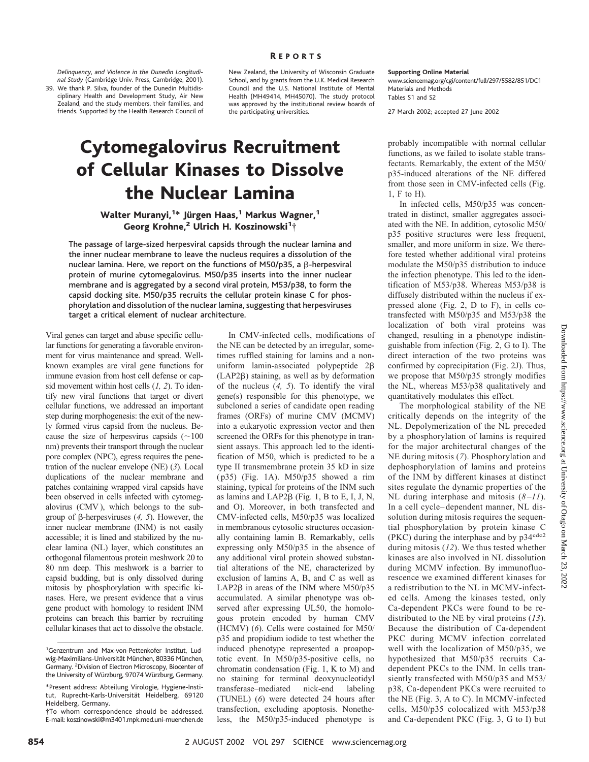*Delinquency, and Violence in the Dunedin Longitudinal Study* (Cambridge Univ. Press, Cambridge, 2001).

39. We thank P. Silva, founder of the Dunedin Multidisciplinary Health and Development Study, Air New Zealand, and the study members, their families, and friends. Supported by the Health Research Council of New Zealand, the University of Wisconsin Graduate School, and by grants from the U.K. Medical Research Council and the U.S. National Institute of Mental Health (MH49414, MH45070). The study protocol was approved by the institutional review boards of the participating universities.

**Supporting Online Material**
www.sciencemag.org/cgi/content/full/297/5582/851/DC1
Materials and Methods
Tables S1 and S2

27 March 2002; accepted 27 June 2002

# Cytomegalovirus Recruitment of Cellular Kinases to Dissolve the Nuclear Lamina

Walter Muranyi,[1]* Jürgen Haas,[1] Markus Wagner,[1] Georg Krohne,[2] Ulrich H. Koszinowski[1]†

**The passage of large-sized herpesviral capsids through the nuclear lamina and the inner nuclear membrane to leave the nucleus requires a dissolution of the nuclear lamina. Here, we report on the functions of M50/p35, a β-herpesviral protein of murine cytomegalovirus. M50/p35 inserts into the inner nuclear membrane and is aggregated by a second viral protein, M53/p38, to form the capsid docking site. M50/p35 recruits the cellular protein kinase C for phosphorylation and dissolution of the nuclear lamina, suggesting that herpesviruses target a critical element of nuclear architecture.**

Viral genes can target and abuse specific cellular functions for generating a favorable environment for virus maintenance and spread. Well-known examples are viral gene functions for immune evasion from host cell defense or capsid movement within host cells (*1, 2*). To identify new viral functions that target or divert cellular functions, we addressed an important step during morphogenesis: the exit of the newly formed virus capsid from the nucleus. Because the size of herpesvirus capsids (~100 nm) prevents their transport through the nuclear pore complex (NPC), egress requires the penetration of the nuclear envelope (NE) (*3*). Local duplications of the nuclear membrane and patches containing wrapped viral capsids have been observed in cells infected with cytomegalovirus (CMV), which belongs to the subgroup of β-herpesviruses (*4, 5*). However, the inner nuclear membrane (INM) is not easily accessible; it is lined and stabilized by the nuclear lamina (NL) layer, which constitutes an orthogonal filamentous protein meshwork 20 to 80 nm deep. This meshwork is a barrier to capsid budding, but is only dissolved during mitosis by phosphorylation with specific kinases. Here, we present evidence that a virus gene product with homology to resident INM proteins can breach this barrier by recruiting cellular kinases that act to dissolve the obstacle.

In CMV-infected cells, modifications of the NE can be detected by an irregular, sometimes ruffled staining for lamins and a non-uniform lamin-associated polypeptide 2β (LAP2β) staining, as well as by deformation of the nucleus (*4, 5*). To identify the viral gene(s) responsible for this phenotype, we subcloned a series of candidate open reading frames (ORFs) of murine CMV (MCMV) into a eukaryotic expression vector and then screened the ORFs for this phenotype in transient assays. This approach led to the identification of M50, which is predicted to be a type II transmembrane protein 35 kD in size (p35) (Fig. 1A). M50/p35 showed a rim staining, typical for proteins of the INM such as lamins and LAP2β (Fig. 1, B to E, I, J, N, and O). Moreover, in both transfected and CMV-infected cells, M50/p35 was localized in membranous cytosolic structures occasionally containing lamin B. Remarkably, cells expressing only M50/p35 in the absence of any additional viral protein showed substantial alterations of the NE, characterized by exclusion of lamins A, B, and C as well as LAP2β in areas of the INM where M50/p35 accumulated. A similar phenotype was observed after expressing UL50, the homologous protein encoded by human CMV (HCMV) (*6*). Cells were costained for M50/p35 and propidium iodide to test whether the induced phenotype represented a proapoptotic event. In M50/p35-positive cells, no chromatin condensation (Fig. 1, K to M) and no staining for terminal deoxynucleotidyl transferase–mediated nick-end labeling (TUNEL) (*6*) were detected 24 hours after transfection, excluding apoptosis. Nonetheless, the M50/p35-induced phenotype is probably incompatible with normal cellular functions, as we failed to isolate stable transfectants. Remarkably, the extent of the M50/p35-induced alterations of the NE differed from those seen in CMV-infected cells (Fig. 1, F to H).

In infected cells, M50/p35 was concentrated in distinct, smaller aggregates associated with the NE. In addition, cytosolic M50/p35 positive structures were less frequent, smaller, and more uniform in size. We therefore tested whether additional viral proteins modulate the M50/p35 distribution to induce the infection phenotype. This led to the identification of M53/p38. Whereas M53/p38 is diffusely distributed within the nucleus if expressed alone (Fig. 2, D to F), in cells cotransfected with M50/p35 and M53/p38 the localization of both viral proteins was changed, resulting in a phenotype indistinguishable from infection (Fig. 2, G to I). The direct interaction of the two proteins was confirmed by coprecipitation (Fig. 2J). Thus, we propose that M50/p35 strongly modifies the NL, whereas M53/p38 qualitatively and quantitatively modulates this effect.

The morphological stability of the NE critically depends on the integrity of the NL. Depolymerization of the NL preceded by a phosphorylation of lamins is required for the major architectural changes of the NE during mitosis (*7*). Phosphorylation and dephosphorylation of lamins and proteins of the INM by different kinases at distinct sites regulate the dynamic properties of the NL during interphase and mitosis (*8–11*). In a cell cycle–dependent manner, NL dissolution during mitosis requires the sequential phosphorylation by protein kinase C (PKC) during the interphase and by $p34^{cdc2}$ during mitosis (*12*). We thus tested whether kinases are also involved in NL dissolution during MCMV infection. By immunofluorescence we examined different kinases for a redistribution to the NL in MCMV-infected cells. Among the kinases tested, only Ca-dependent PKCs were found to be redistributed to the NE by viral proteins (*13*). Because the distribution of Ca-dependent PKC during MCMV infection correlated well with the localization of M50/p35, we hypothesized that M50/p35 recruits Ca-dependent PKCs to the INM. In cells transiently transfected with M50/p35 and M53/p38, Ca-dependent PKCs were recruited to the NE (Fig. 3, A to C). In MCMV-infected cells, M50/p35 colocalized with M53/p38 and Ca-dependent PKC (Fig. 3, G to I) but

[1]Genzentrum and Max-von-Pettenkofer Institut, Ludwig-Maximilians-Universität München, 80336 München, Germany. [2]Division of Electron Microscopy, Biocenter of the University of Würzburg, 97074 Würzburg, Germany.

*Present address: Abteilung Virologie, Hygiene-Institut, Ruprecht-Karls-Universität Heidelberg, 69120 Heidelberg, Germany.

†To whom correspondence should be addressed. E-mail: koszinowski@m3401.mpk.med.uni-muenchen.de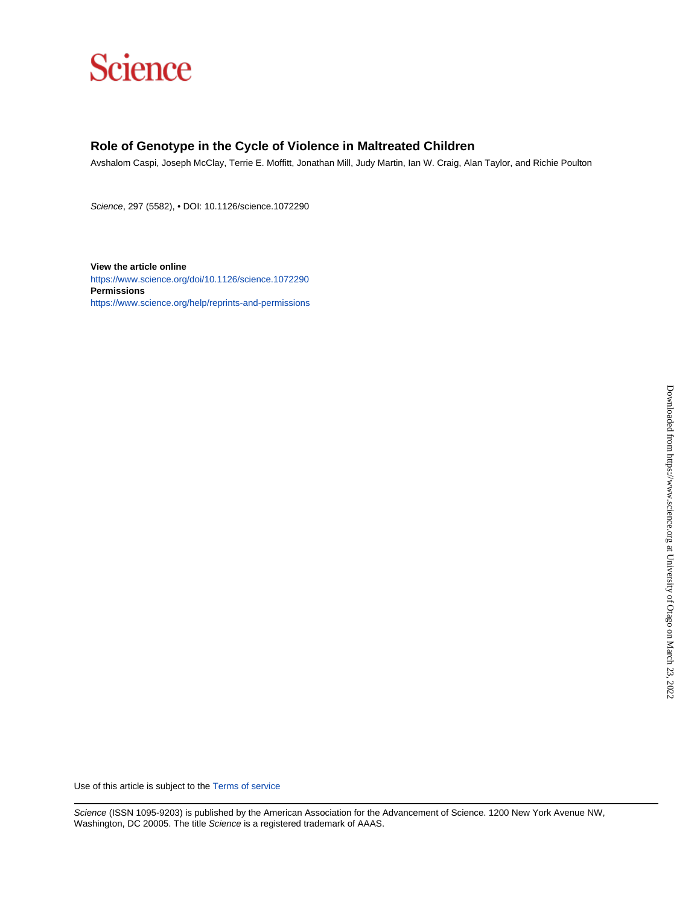# Role of Genotype in the Cycle of Violence in Maltreated Children

Avshalom Caspi, Joseph McClay, Terrie E. Moffitt, Jonathan Mill, Judy Martin, Ian W. Craig, Alan Taylor, and Richie Poulton

*Science*, 297 (5582), • DOI: 10.1126/science.1072290

**View the article online**
https://www.science.org/doi/10.1126/science.1072290
**Permissions**
https://www.science.org/help/reprints-and-permissions

Use of this article is subject to the Terms of service

*Science* (ISSN 1095-9203) is published by the American Association for the Advancement of Science. 1200 New York Avenue NW, Washington, DC 20005. The title *Science* is a registered trademark of AAAS.